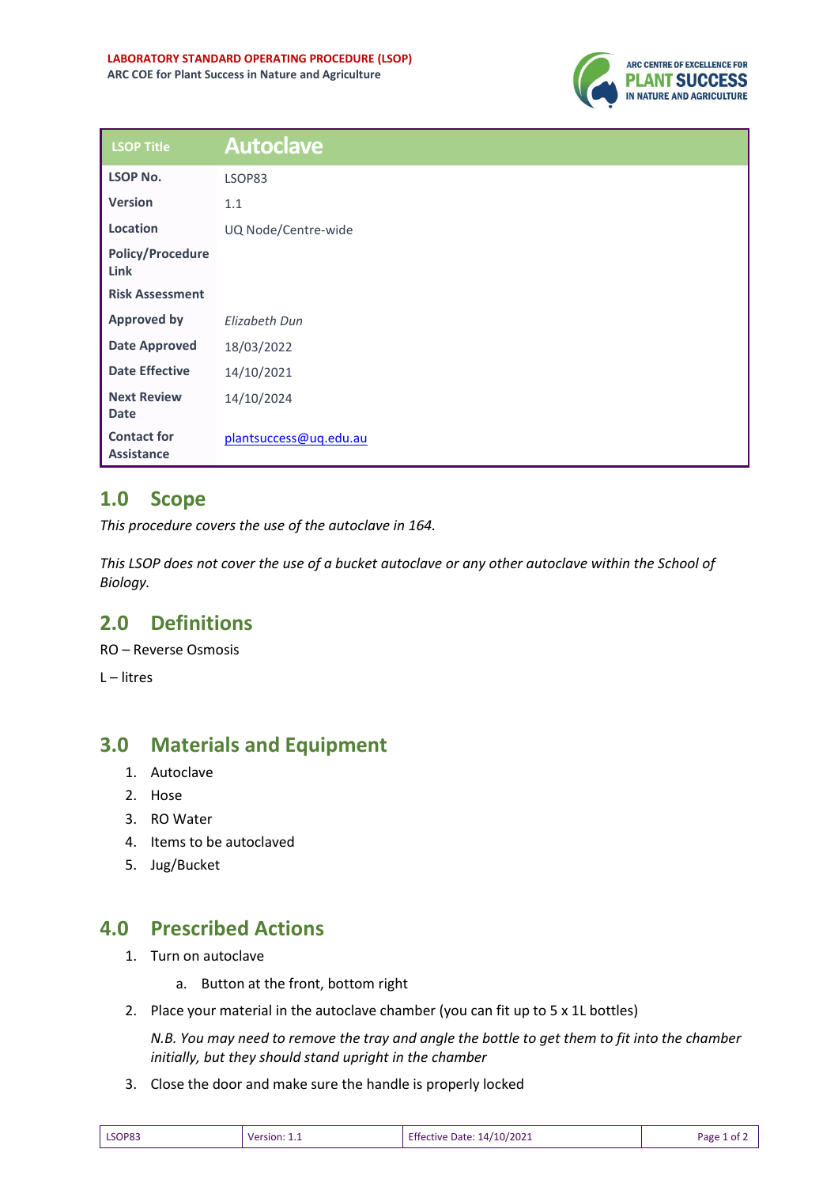LABORATORY STANDARD OPERATING PROCEDURE (LSOP)
ARC COE for Plant Success in Nature and Agriculture

| LSOP Title | Autoclave |
| --- | --- |
| LSOP No. | LSOP83 |
| Version | 1.1 |
| Location | UQ Node/Centre-wide |
| Policy/Procedure Link | |
| Risk Assessment | |
| Approved by | *Elizabeth Dun* |
| Date Approved | 18/03/2022 |
| Date Effective | 14/10/2021 |
| Next Review Date | 14/10/2024 |
| Contact for Assistance | plantsuccess@uq.edu.au |

## 1.0 Scope

*This procedure covers the use of the autoclave in 164.*

*This LSOP does not cover the use of a bucket autoclave or any other autoclave within the School of Biology.*

## 2.0 Definitions

RO – Reverse Osmosis

L – litres

## 3.0 Materials and Equipment

1. Autoclave
2. Hose
3. RO Water
4. Items to be autoclaved
5. Jug/Bucket

## 4.0 Prescribed Actions

1. Turn on autoclave
   a. Button at the front, bottom right
2. Place your material in the autoclave chamber (you can fit up to 5 x 1L bottles)

   *N.B. You may need to remove the tray and angle the bottle to get them to fit into the chamber initially, but they should stand upright in the chamber*
3. Close the door and make sure the handle is properly locked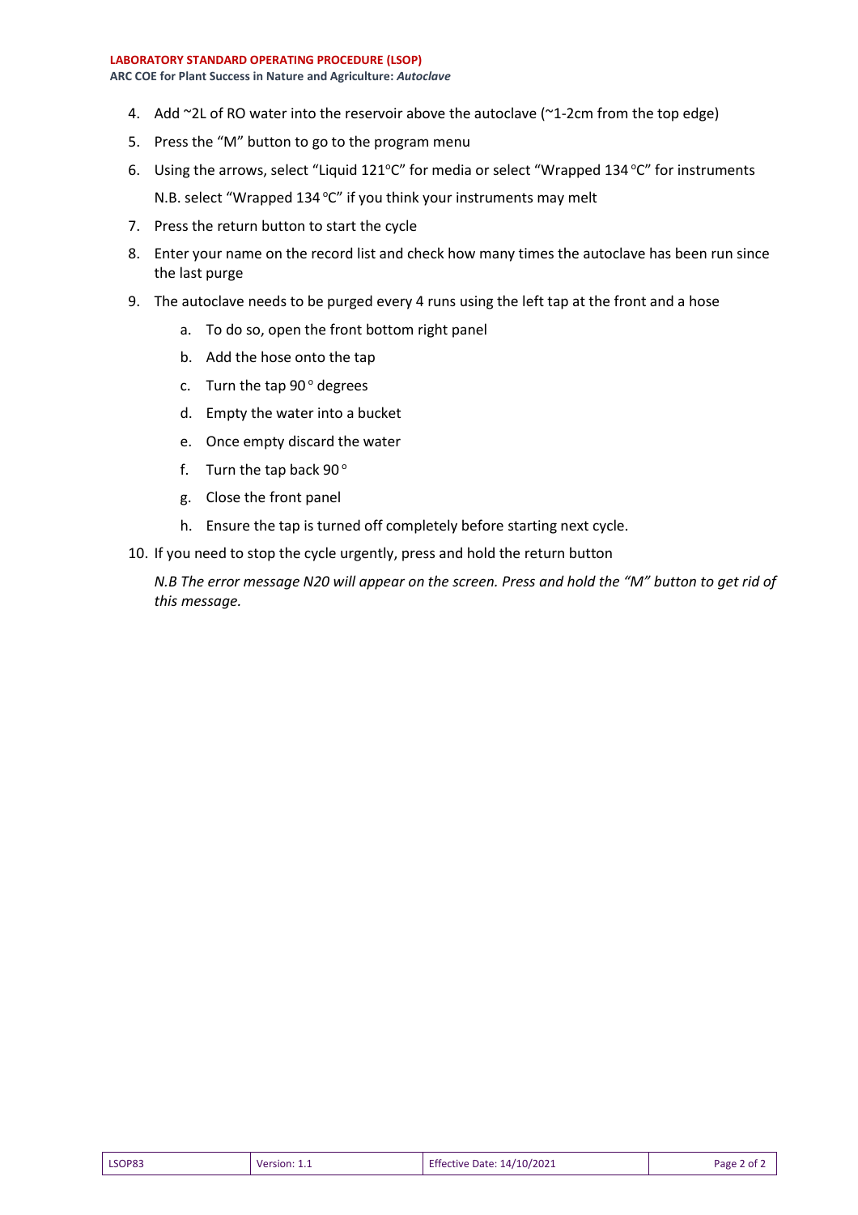4. Add ~2L of RO water into the reservoir above the autoclave (~1-2cm from the top edge)
5. Press the "M" button to go to the program menu
6. Using the arrows, select "Liquid 121°C" for media or select "Wrapped 134 °C" for instruments

   N.B. select "Wrapped 134 °C" if you think your instruments may melt
7. Press the return button to start the cycle
8. Enter your name on the record list and check how many times the autoclave has been run since the last purge
9. The autoclave needs to be purged every 4 runs using the left tap at the front and a hose
   a. To do so, open the front bottom right panel
   b. Add the hose onto the tap
   c. Turn the tap 90 ° degrees
   d. Empty the water into a bucket
   e. Once empty discard the water
   f. Turn the tap back 90 °
   g. Close the front panel
   h. Ensure the tap is turned off completely before starting next cycle.
10. If you need to stop the cycle urgently, press and hold the return button

    *N.B The error message N20 will appear on the screen. Press and hold the "M" button to get rid of this message.*